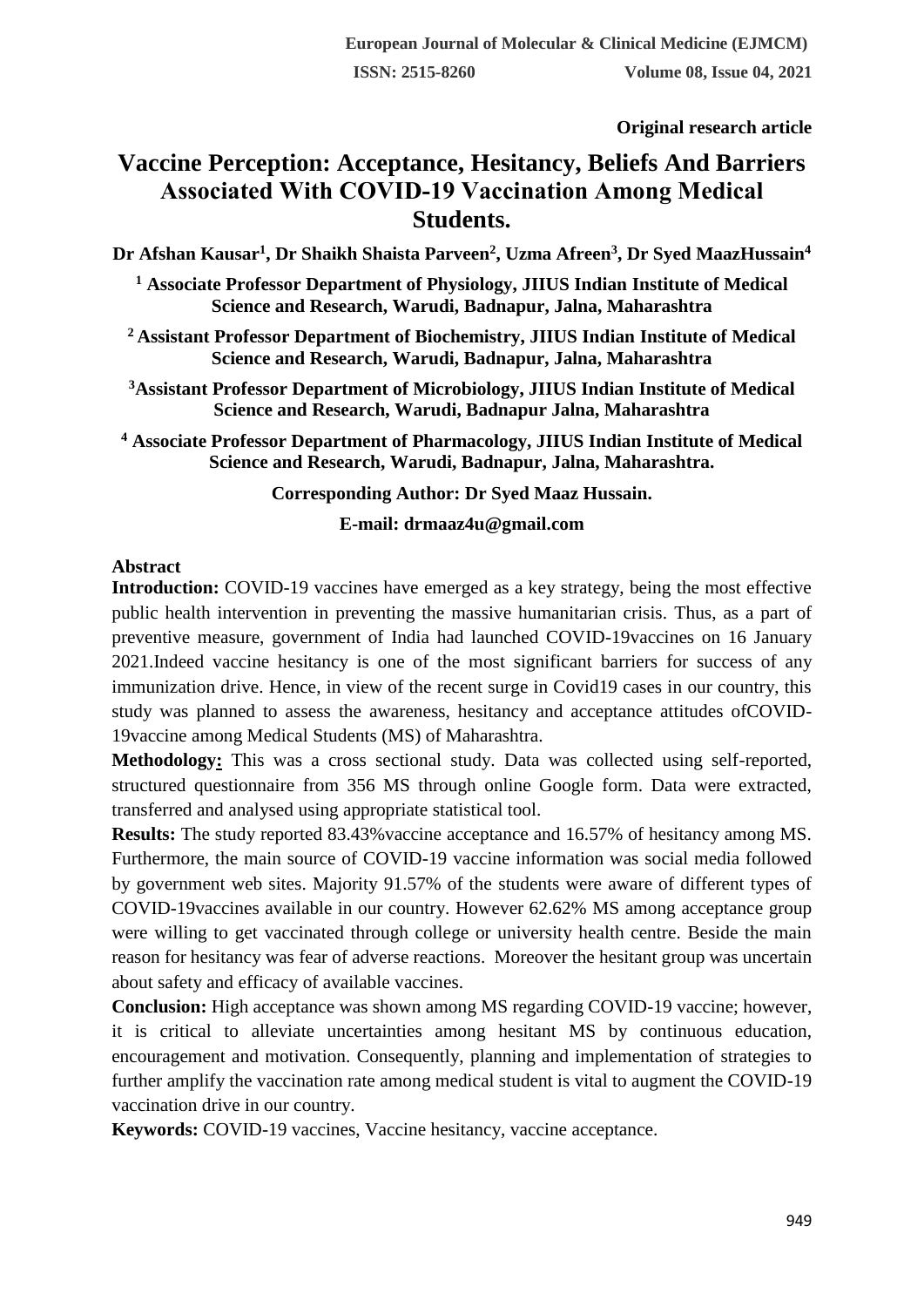Original research article

# Vaccine Perception: Acceptance, Hesitancy, Beliefs And Barriers Associated With COVID-19 Vaccination Among Medical Students.

**Dr Afshan Kausar[1], Dr Shaikh Shaista Parveen[2], Uzma Afreen[3], Dr Syed MaazHussain[4]**

**[1] Associate Professor Department of Physiology, JIIUS Indian Institute of Medical Science and Research, Warudi, Badnapur, Jalna, Maharashtra**

**[2] Assistant Professor Department of Biochemistry, JIIUS Indian Institute of Medical Science and Research, Warudi, Badnapur, Jalna, Maharashtra**

**[3]Assistant Professor Department of Microbiology, JIIUS Indian Institute of Medical Science and Research, Warudi, Badnapur Jalna, Maharashtra**

**[4] Associate Professor Department of Pharmacology, JIIUS Indian Institute of Medical Science and Research, Warudi, Badnapur, Jalna, Maharashtra.**

**Corresponding Author: Dr Syed Maaz Hussain.**

**E-mail: drmaaz4u@gmail.com**

## Abstract

**Introduction:** COVID-19 vaccines have emerged as a key strategy, being the most effective public health intervention in preventing the massive humanitarian crisis. Thus, as a part of preventive measure, government of India had launched COVID-19vaccines on 16 January 2021.Indeed vaccine hesitancy is one of the most significant barriers for success of any immunization drive. Hence, in view of the recent surge in Covid19 cases in our country, this study was planned to assess the awareness, hesitancy and acceptance attitudes ofCOVID-19vaccine among Medical Students (MS) of Maharashtra.

**Methodology:** This was a cross sectional study. Data was collected using self-reported, structured questionnaire from 356 MS through online Google form. Data were extracted, transferred and analysed using appropriate statistical tool.

**Results:** The study reported 83.43%vaccine acceptance and 16.57% of hesitancy among MS. Furthermore, the main source of COVID-19 vaccine information was social media followed by government web sites. Majority 91.57% of the students were aware of different types of COVID-19vaccines available in our country. However 62.62% MS among acceptance group were willing to get vaccinated through college or university health centre. Beside the main reason for hesitancy was fear of adverse reactions. Moreover the hesitant group was uncertain about safety and efficacy of available vaccines.

**Conclusion:** High acceptance was shown among MS regarding COVID-19 vaccine; however, it is critical to alleviate uncertainties among hesitant MS by continuous education, encouragement and motivation. Consequently, planning and implementation of strategies to further amplify the vaccination rate among medical student is vital to augment the COVID-19 vaccination drive in our country.

**Keywords:** COVID-19 vaccines, Vaccine hesitancy, vaccine acceptance.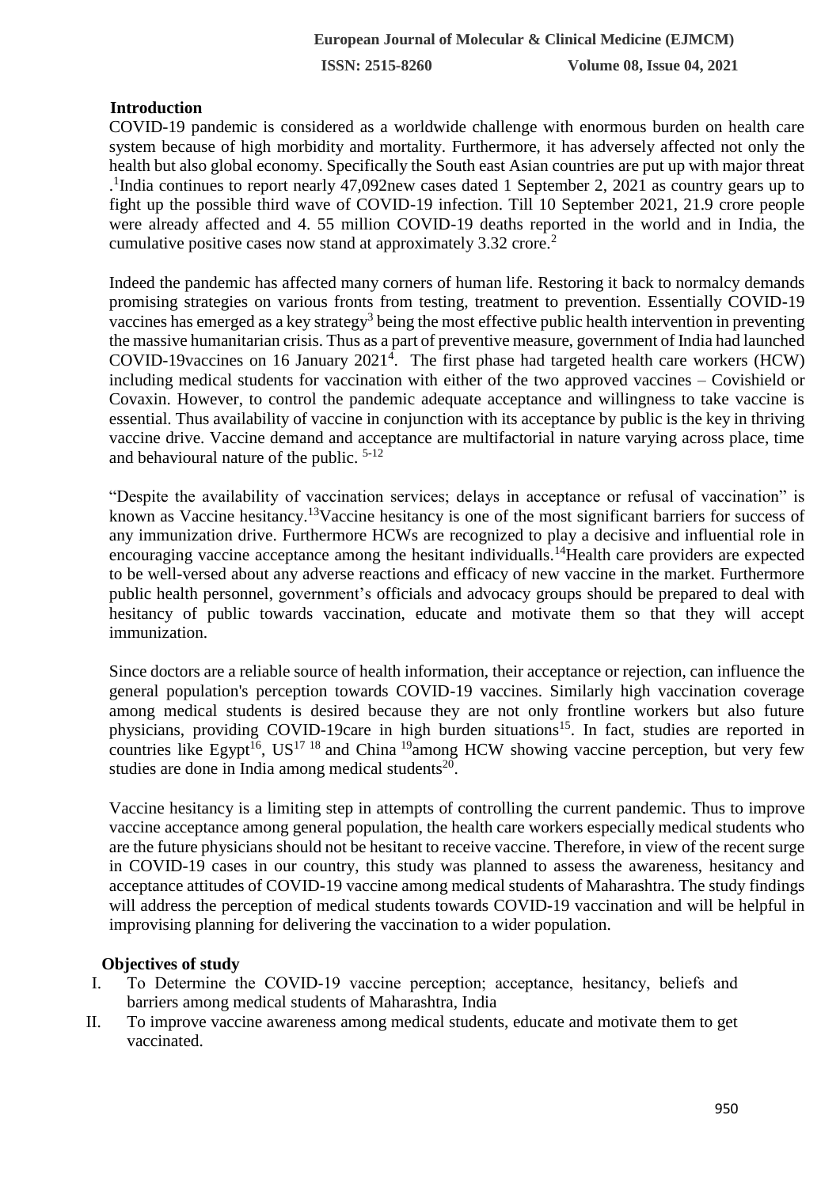## Introduction

COVID-19 pandemic is considered as a worldwide challenge with enormous burden on health care system because of high morbidity and mortality. Furthermore, it has adversely affected not only the health but also global economy. Specifically the South east Asian countries are put up with major threat .[1]India continues to report nearly 47,092new cases dated 1 September 2, 2021 as country gears up to fight up the possible third wave of COVID-19 infection. Till 10 September 2021, 21.9 crore people were already affected and 4. 55 million COVID-19 deaths reported in the world and in India, the cumulative positive cases now stand at approximately 3.32 crore.[2]

Indeed the pandemic has affected many corners of human life. Restoring it back to normalcy demands promising strategies on various fronts from testing, treatment to prevention. Essentially COVID-19 vaccines has emerged as a key strategy[3] being the most effective public health intervention in preventing the massive humanitarian crisis. Thus as a part of preventive measure, government of India had launched COVID-19vaccines on 16 January 2021[4]. The first phase had targeted health care workers (HCW) including medical students for vaccination with either of the two approved vaccines – Covishield or Covaxin. However, to control the pandemic adequate acceptance and willingness to take vaccine is essential. Thus availability of vaccine in conjunction with its acceptance by public is the key in thriving vaccine drive. Vaccine demand and acceptance are multifactorial in nature varying across place, time and behavioural nature of the public. [5-12]

"Despite the availability of vaccination services; delays in acceptance or refusal of vaccination" is known as Vaccine hesitancy.[13]Vaccine hesitancy is one of the most significant barriers for success of any immunization drive. Furthermore HCWs are recognized to play a decisive and influential role in encouraging vaccine acceptance among the hesitant individualls.[14]Health care providers are expected to be well-versed about any adverse reactions and efficacy of new vaccine in the market. Furthermore public health personnel, government's officials and advocacy groups should be prepared to deal with hesitancy of public towards vaccination, educate and motivate them so that they will accept immunization.

Since doctors are a reliable source of health information, their acceptance or rejection, can influence the general population's perception towards COVID-19 vaccines. Similarly high vaccination coverage among medical students is desired because they are not only frontline workers but also future physicians, providing COVID-19care in high burden situations[15]. In fact, studies are reported in countries like Egypt[16], US[17 18] and China [19]among HCW showing vaccine perception, but very few studies are done in India among medical students[20].

Vaccine hesitancy is a limiting step in attempts of controlling the current pandemic. Thus to improve vaccine acceptance among general population, the health care workers especially medical students who are the future physicians should not be hesitant to receive vaccine. Therefore, in view of the recent surge in COVID-19 cases in our country, this study was planned to assess the awareness, hesitancy and acceptance attitudes of COVID-19 vaccine among medical students of Maharashtra. The study findings will address the perception of medical students towards COVID-19 vaccination and will be helpful in improvising planning for delivering the vaccination to a wider population.

## Objectives of study

I. To Determine the COVID-19 vaccine perception; acceptance, hesitancy, beliefs and barriers among medical students of Maharashtra, India
II. To improve vaccine awareness among medical students, educate and motivate them to get vaccinated.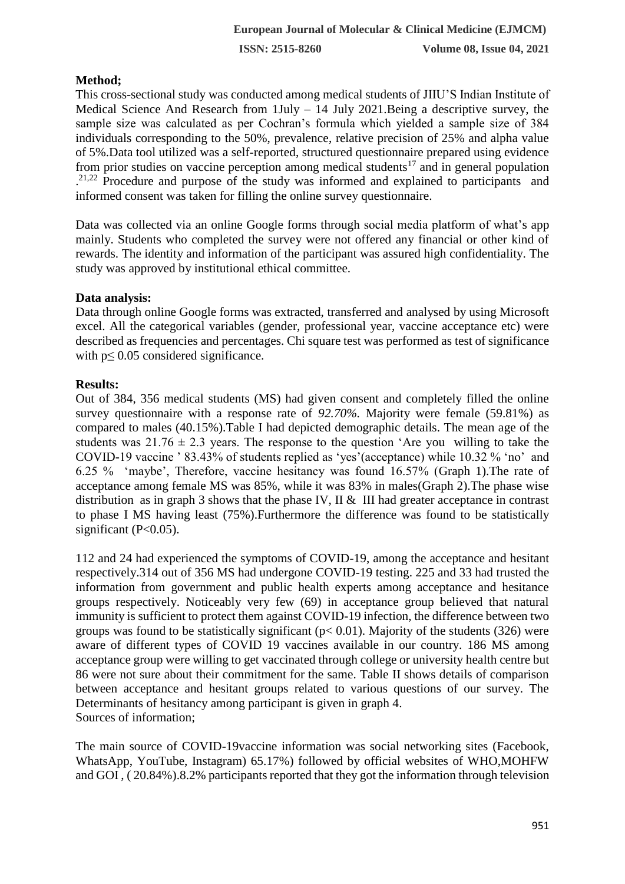**Method;**

This cross-sectional study was conducted among medical students of JIIU'S Indian Institute of Medical Science And Research from 1July – 14 July 2021.Being a descriptive survey, the sample size was calculated as per Cochran's formula which yielded a sample size of 384 individuals corresponding to the 50%, prevalence, relative precision of 25% and alpha value of 5%.Data tool utilized was a self-reported, structured questionnaire prepared using evidence from prior studies on vaccine perception among medical students[17] and in general population .[21,22] Procedure and purpose of the study was informed and explained to participants and informed consent was taken for filling the online survey questionnaire.

Data was collected via an online Google forms through social media platform of what's app mainly. Students who completed the survey were not offered any financial or other kind of rewards. The identity and information of the participant was assured high confidentiality. The study was approved by institutional ethical committee.

**Data analysis:**

Data through online Google forms was extracted, transferred and analysed by using Microsoft excel. All the categorical variables (gender, professional year, vaccine acceptance etc) were described as frequencies and percentages. Chi square test was performed as test of significance with $p \leq 0.05$ considered significance.

**Results:**

Out of 384, 356 medical students (MS) had given consent and completely filled the online survey questionnaire with a response rate of *92.70%*. Majority were female (59.81%) as compared to males (40.15%).Table I had depicted demographic details. The mean age of the students was $21.76 \pm 2.3$ years. The response to the question 'Are you willing to take the COVID-19 vaccine ' 83.43% of students replied as 'yes'(acceptance) while 10.32 % 'no' and 6.25 % 'maybe', Therefore, vaccine hesitancy was found 16.57% (Graph 1).The rate of acceptance among female MS was 85%, while it was 83% in males(Graph 2).The phase wise distribution as in graph 3 shows that the phase IV, II & III had greater acceptance in contrast to phase I MS having least (75%).Furthermore the difference was found to be statistically significant ($P<0.05$).

112 and 24 had experienced the symptoms of COVID-19, among the acceptance and hesitant respectively.314 out of 356 MS had undergone COVID-19 testing. 225 and 33 had trusted the information from government and public health experts among acceptance and hesitance groups respectively. Noticeably very few (69) in acceptance group believed that natural immunity is sufficient to protect them against COVID-19 infection, the difference between two groups was found to be statistically significant ($p< 0.01$). Majority of the students (326) were aware of different types of COVID 19 vaccines available in our country. 186 MS among acceptance group were willing to get vaccinated through college or university health centre but 86 were not sure about their commitment for the same. Table II shows details of comparison between acceptance and hesitant groups related to various questions of our survey. The Determinants of hesitancy among participant is given in graph 4.

Sources of information;

The main source of COVID-19vaccine information was social networking sites (Facebook, WhatsApp, YouTube, Instagram) 65.17%) followed by official websites of WHO,MOHFW and GOI , ( 20.84%).8.2% participants reported that they got the information through television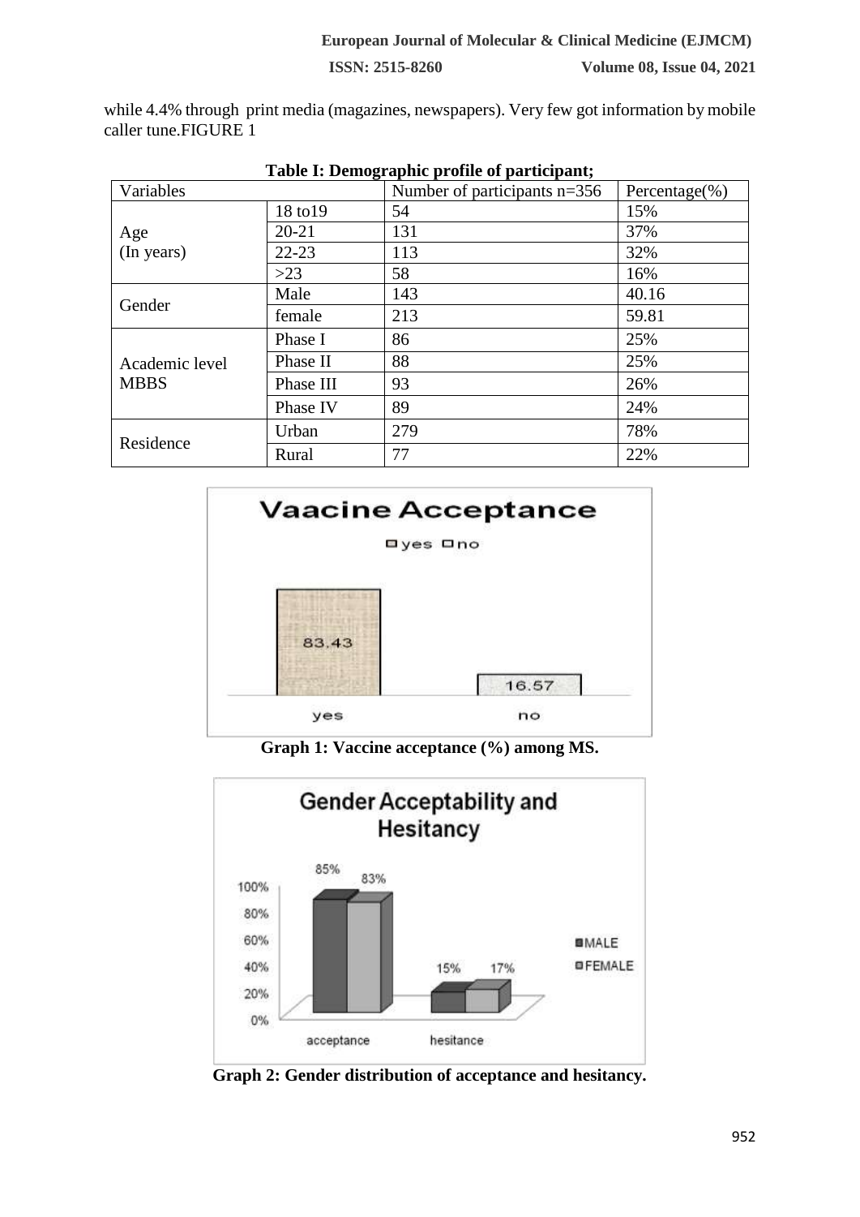while 4.4% through print media (magazines, newspapers). Very few got information by mobile caller tune.FIGURE 1

**Table I: Demographic profile of participant;**

| Variables | | Number of participants n=356 | Percentage(%) |
|---|---|---|---|
| Age (In years) | 18 to19 | 54 | 15% |
| | 20-21 | 131 | 37% |
| | 22-23 | 113 | 32% |
| | >23 | 58 | 16% |
| Gender | Male | 143 | 40.16 |
| | female | 213 | 59.81 |
| Academic level MBBS | Phase I | 86 | 25% |
| | Phase II | 88 | 25% |
| | Phase III | 93 | 26% |
| | Phase IV | 89 | 24% |
| Residence | Urban | 279 | 78% |
| | Rural | 77 | 22% |

**Graph 1: Vaccine acceptance (%) among MS.**

**Graph 2: Gender distribution of acceptance and hesitancy.**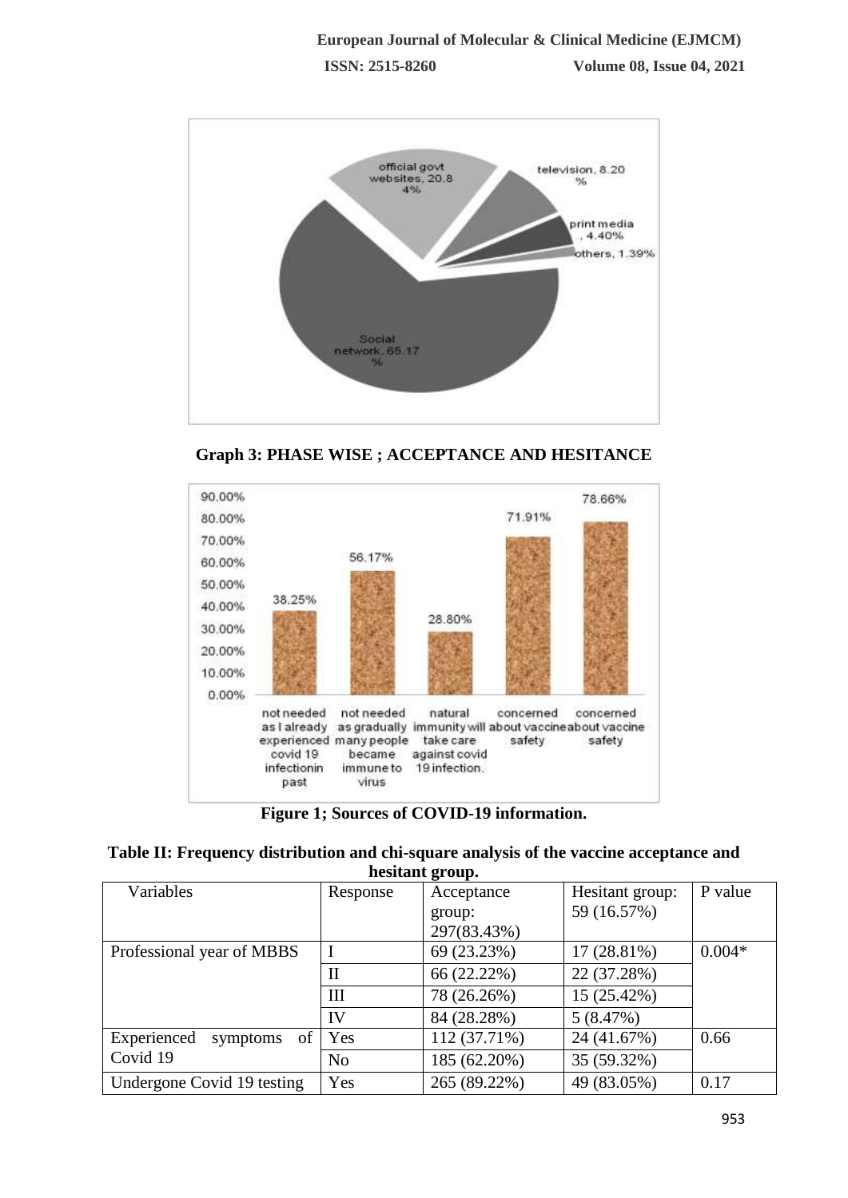**Graph 3: PHASE WISE ; ACCEPTANCE AND HESITANCE**

**Figure 1; Sources of COVID-19 information.**

**Table II: Frequency distribution and chi-square analysis of the vaccine acceptance and hesitant group.**

| Variables | Response | Acceptance group: 297(83.43%) | Hesitant group: 59 (16.57%) | P value |
|---|---|---|---|---|
| Professional year of MBBS | I | 69 (23.23%) | 17 (28.81%) | 0.004* |
| | II | 66 (22.22%) | 22 (37.28%) | |
| | III | 78 (26.26%) | 15 (25.42%) | |
| | IV | 84 (28.28%) | 5 (8.47%) | |
| Experienced symptoms of Covid 19 | Yes | 112 (37.71%) | 24 (41.67%) | 0.66 |
| | No | 185 (62.20%) | 35 (59.32%) | |
| Undergone Covid 19 testing | Yes | 265 (89.22%) | 49 (83.05%) | 0.17 |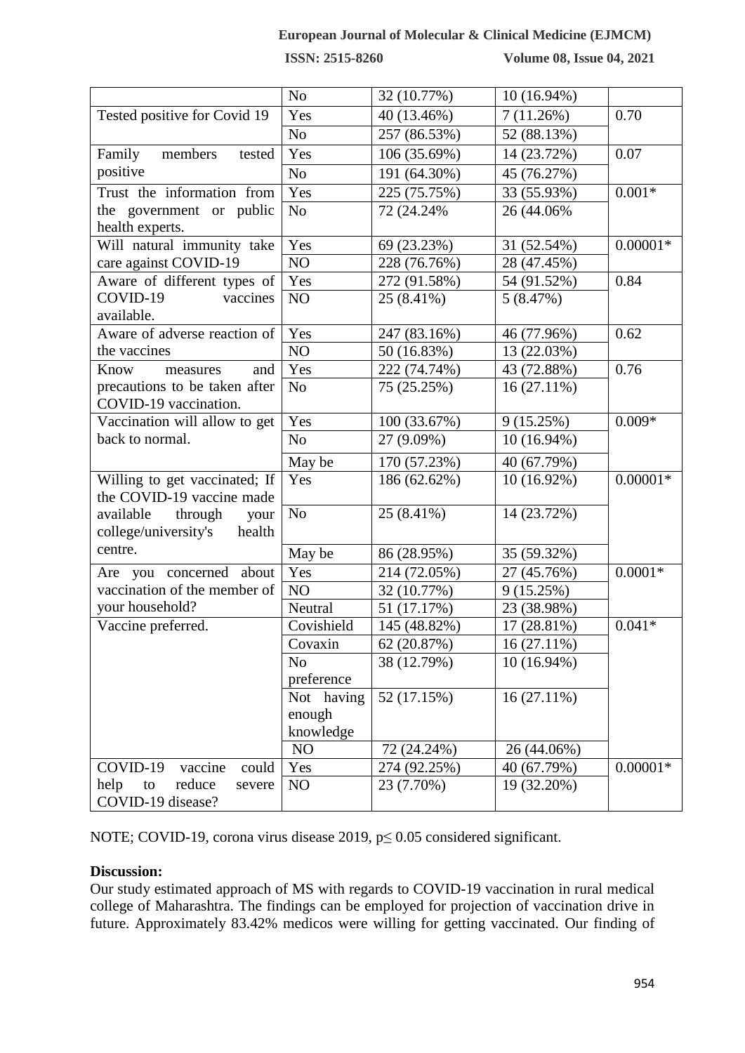|  | No | 32 (10.77%) | 10 (16.94%) |  |
|---|---|---|---|---|
| Tested positive for Covid 19 | Yes | 40 (13.46%) | 7 (11.26%) | 0.70 |
|  | No | 257 (86.53%) | 52 (88.13%) |  |
| Family members tested positive | Yes | 106 (35.69%) | 14 (23.72%) | 0.07 |
|  | No | 191 (64.30%) | 45 (76.27%) |  |
| Trust the information from the government or public health experts. | Yes | 225 (75.75%) | 33 (55.93%) | 0.001* |
|  | No | 72 (24.24% | 26 (44.06% |  |
| Will natural immunity take care against COVID-19 | Yes | 69 (23.23%) | 31 (52.54%) | 0.00001* |
|  | NO | 228 (76.76%) | 28 (47.45%) |  |
| Aware of different types of COVID-19 vaccines available. | Yes | 272 (91.58%) | 54 (91.52%) | 0.84 |
|  | NO | 25 (8.41%) | 5 (8.47%) |  |
| Aware of adverse reaction of the vaccines | Yes | 247 (83.16%) | 46 (77.96%) | 0.62 |
|  | NO | 50 (16.83%) | 13 (22.03%) |  |
| Know measures and precautions to be taken after COVID-19 vaccination. | Yes | 222 (74.74%) | 43 (72.88%) | 0.76 |
|  | No | 75 (25.25%) | 16 (27.11%) |  |
| Vaccination will allow to get back to normal. | Yes | 100 (33.67%) | 9 (15.25%) | 0.009* |
|  | No | 27 (9.09%) | 10 (16.94%) |  |
|  | May be | 170 (57.23%) | 40 (67.79%) |  |
| Willing to get vaccinated; If the COVID-19 vaccine made available through your college/university's health centre. | Yes | 186 (62.62%) | 10 (16.92%) | 0.00001* |
|  | No | 25 (8.41%) | 14 (23.72%) |  |
|  | May be | 86 (28.95%) | 35 (59.32%) |  |
| Are you concerned about vaccination of the member of your household? | Yes | 214 (72.05%) | 27 (45.76%) | 0.0001* |
|  | NO | 32 (10.77%) | 9 (15.25%) |  |
|  | Neutral | 51 (17.17%) | 23 (38.98%) |  |
| Vaccine preferred. | Covishield | 145 (48.82%) | 17 (28.81%) | 0.041* |
|  | Covaxin | 62 (20.87%) | 16 (27.11%) |  |
|  | No preference | 38 (12.79%) | 10 (16.94%) |  |
|  | Not having enough knowledge | 52 (17.15%) | 16 (27.11%) |  |
|  | NO | 72 (24.24%) | 26 (44.06%) |  |
| COVID-19 vaccine could help to reduce severe COVID-19 disease? | Yes | 274 (92.25%) | 40 (67.79%) | 0.00001* |
|  | NO | 23 (7.70%) | 19 (32.20%) |  |

NOTE; COVID-19, corona virus disease 2019, $p \leq 0.05$ considered significant.

**Discussion:**

Our study estimated approach of MS with regards to COVID-19 vaccination in rural medical college of Maharashtra. The findings can be employed for projection of vaccination drive in future. Approximately 83.42% medicos were willing for getting vaccinated. Our finding of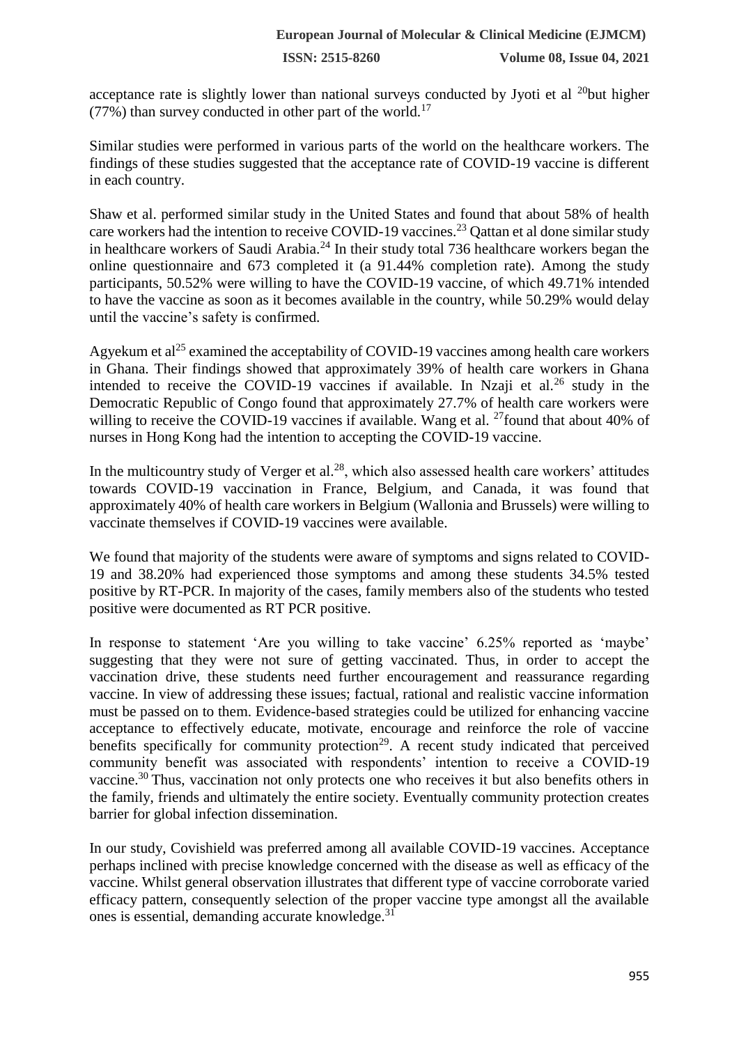acceptance rate is slightly lower than national surveys conducted by Jyoti et al [20]but higher (77%) than survey conducted in other part of the world.[17]

Similar studies were performed in various parts of the world on the healthcare workers. The findings of these studies suggested that the acceptance rate of COVID-19 vaccine is different in each country.

Shaw et al. performed similar study in the United States and found that about 58% of health care workers had the intention to receive COVID-19 vaccines.[23] Qattan et al done similar study in healthcare workers of Saudi Arabia.[24] In their study total 736 healthcare workers began the online questionnaire and 673 completed it (a 91.44% completion rate). Among the study participants, 50.52% were willing to have the COVID-19 vaccine, of which 49.71% intended to have the vaccine as soon as it becomes available in the country, while 50.29% would delay until the vaccine's safety is confirmed.

Agyekum et al[25] examined the acceptability of COVID-19 vaccines among health care workers in Ghana. Their findings showed that approximately 39% of health care workers in Ghana intended to receive the COVID-19 vaccines if available. In Nzaji et al.[26] study in the Democratic Republic of Congo found that approximately 27.7% of health care workers were willing to receive the COVID-19 vaccines if available. Wang et al. [27]found that about 40% of nurses in Hong Kong had the intention to accepting the COVID-19 vaccine.

In the multicountry study of Verger et al.[28], which also assessed health care workers' attitudes towards COVID-19 vaccination in France, Belgium, and Canada, it was found that approximately 40% of health care workers in Belgium (Wallonia and Brussels) were willing to vaccinate themselves if COVID-19 vaccines were available.

We found that majority of the students were aware of symptoms and signs related to COVID-19 and 38.20% had experienced those symptoms and among these students 34.5% tested positive by RT-PCR. In majority of the cases, family members also of the students who tested positive were documented as RT PCR positive.

In response to statement 'Are you willing to take vaccine' 6.25% reported as 'maybe' suggesting that they were not sure of getting vaccinated. Thus, in order to accept the vaccination drive, these students need further encouragement and reassurance regarding vaccine. In view of addressing these issues; factual, rational and realistic vaccine information must be passed on to them. Evidence-based strategies could be utilized for enhancing vaccine acceptance to effectively educate, motivate, encourage and reinforce the role of vaccine benefits specifically for community protection[29]. A recent study indicated that perceived community benefit was associated with respondents' intention to receive a COVID-19 vaccine.[30] Thus, vaccination not only protects one who receives it but also benefits others in the family, friends and ultimately the entire society. Eventually community protection creates barrier for global infection dissemination.

In our study, Covishield was preferred among all available COVID-19 vaccines. Acceptance perhaps inclined with precise knowledge concerned with the disease as well as efficacy of the vaccine. Whilst general observation illustrates that different type of vaccine corroborate varied efficacy pattern, consequently selection of the proper vaccine type amongst all the available ones is essential, demanding accurate knowledge.[31]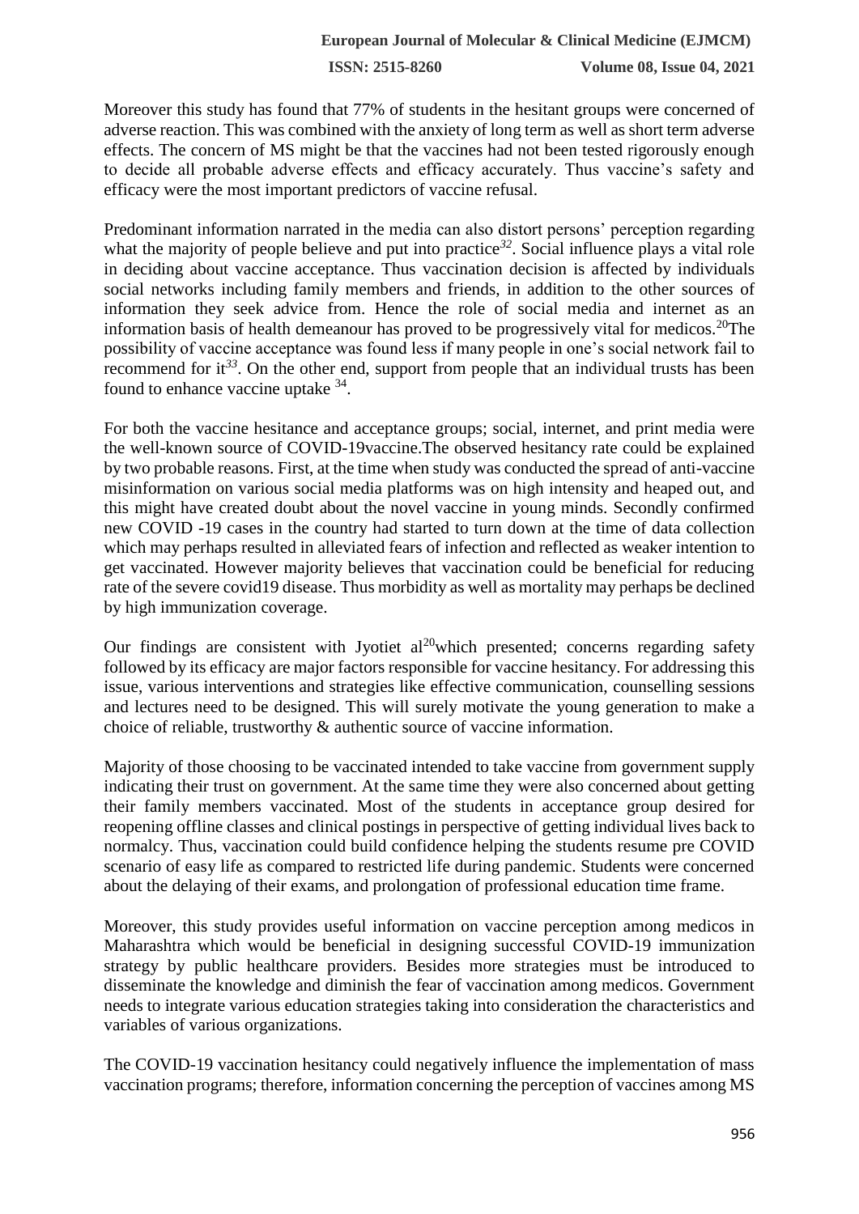Moreover this study has found that 77% of students in the hesitant groups were concerned of adverse reaction. This was combined with the anxiety of long term as well as short term adverse effects. The concern of MS might be that the vaccines had not been tested rigorously enough to decide all probable adverse effects and efficacy accurately. Thus vaccine's safety and efficacy were the most important predictors of vaccine refusal.

Predominant information narrated in the media can also distort persons' perception regarding what the majority of people believe and put into practice[32]. Social influence plays a vital role in deciding about vaccine acceptance. Thus vaccination decision is affected by individuals social networks including family members and friends, in addition to the other sources of information they seek advice from. Hence the role of social media and internet as an information basis of health demeanour has proved to be progressively vital for medicos.[20]The possibility of vaccine acceptance was found less if many people in one's social network fail to recommend for it[33]. On the other end, support from people that an individual trusts has been found to enhance vaccine uptake [34].

For both the vaccine hesitance and acceptance groups; social, internet, and print media were the well-known source of COVID-19vaccine.The observed hesitancy rate could be explained by two probable reasons. First, at the time when study was conducted the spread of anti-vaccine misinformation on various social media platforms was on high intensity and heaped out, and this might have created doubt about the novel vaccine in young minds. Secondly confirmed new COVID -19 cases in the country had started to turn down at the time of data collection which may perhaps resulted in alleviated fears of infection and reflected as weaker intention to get vaccinated. However majority believes that vaccination could be beneficial for reducing rate of the severe covid19 disease. Thus morbidity as well as mortality may perhaps be declined by high immunization coverage.

Our findings are consistent with Jyotiet al[20]which presented; concerns regarding safety followed by its efficacy are major factors responsible for vaccine hesitancy. For addressing this issue, various interventions and strategies like effective communication, counselling sessions and lectures need to be designed. This will surely motivate the young generation to make a choice of reliable, trustworthy & authentic source of vaccine information.

Majority of those choosing to be vaccinated intended to take vaccine from government supply indicating their trust on government. At the same time they were also concerned about getting their family members vaccinated. Most of the students in acceptance group desired for reopening offline classes and clinical postings in perspective of getting individual lives back to normalcy. Thus, vaccination could build confidence helping the students resume pre COVID scenario of easy life as compared to restricted life during pandemic. Students were concerned about the delaying of their exams, and prolongation of professional education time frame.

Moreover, this study provides useful information on vaccine perception among medicos in Maharashtra which would be beneficial in designing successful COVID-19 immunization strategy by public healthcare providers. Besides more strategies must be introduced to disseminate the knowledge and diminish the fear of vaccination among medicos. Government needs to integrate various education strategies taking into consideration the characteristics and variables of various organizations.

The COVID-19 vaccination hesitancy could negatively influence the implementation of mass vaccination programs; therefore, information concerning the perception of vaccines among MS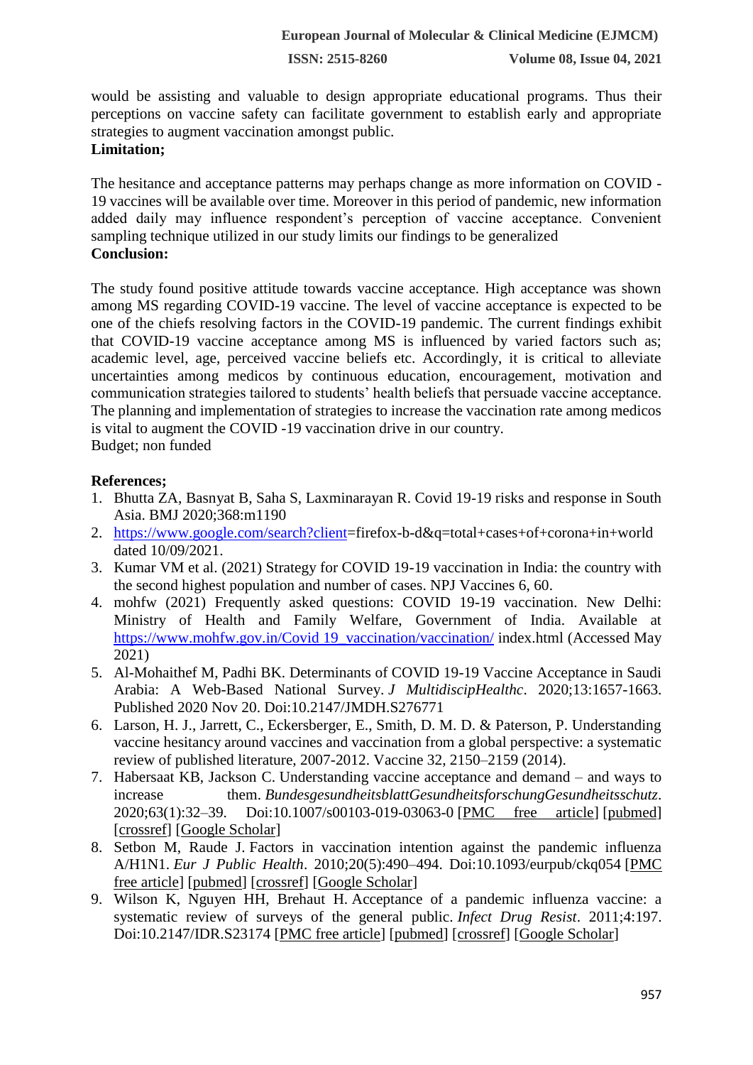would be assisting and valuable to design appropriate educational programs. Thus their perceptions on vaccine safety can facilitate government to establish early and appropriate strategies to augment vaccination amongst public.

**Limitation;**

The hesitance and acceptance patterns may perhaps change as more information on COVID -19 vaccines will be available over time. Moreover in this period of pandemic, new information added daily may influence respondent's perception of vaccine acceptance. Convenient sampling technique utilized in our study limits our findings to be generalized

**Conclusion:**

The study found positive attitude towards vaccine acceptance. High acceptance was shown among MS regarding COVID-19 vaccine. The level of vaccine acceptance is expected to be one of the chiefs resolving factors in the COVID-19 pandemic. The current findings exhibit that COVID-19 vaccine acceptance among MS is influenced by varied factors such as; academic level, age, perceived vaccine beliefs etc. Accordingly, it is critical to alleviate uncertainties among medicos by continuous education, encouragement, motivation and communication strategies tailored to students' health beliefs that persuade vaccine acceptance. The planning and implementation of strategies to increase the vaccination rate among medicos is vital to augment the COVID -19 vaccination drive in our country.

Budget; non funded

**References;**

1. Bhutta ZA, Basnyat B, Saha S, Laxminarayan R. Covid 19-19 risks and response in South Asia. BMJ 2020;368:m1190
2. https://www.google.com/search?client=firefox-b-d&q=total+cases+of+corona+in+world dated 10/09/2021.
3. Kumar VM et al. (2021) Strategy for COVID 19-19 vaccination in India: the country with the second highest population and number of cases. NPJ Vaccines 6, 60.
4. mohfw (2021) Frequently asked questions: COVID 19-19 vaccination. New Delhi: Ministry of Health and Family Welfare, Government of India. Available at https://www.mohfw.gov.in/Covid 19_vaccination/vaccination/ index.html (Accessed May 2021)
5. Al-Mohaithef M, Padhi BK. Determinants of COVID 19-19 Vaccine Acceptance in Saudi Arabia: A Web-Based National Survey. *J MultidiscipHealthc*. 2020;13:1657-1663. Published 2020 Nov 20. Doi:10.2147/JMDH.S276771
6. Larson, H. J., Jarrett, C., Eckersberger, E., Smith, D. M. D. & Paterson, P. Understanding vaccine hesitancy around vaccines and vaccination from a global perspective: a systematic review of published literature, 2007-2012. Vaccine 32, 2150–2159 (2014).
7. Habersaat KB, Jackson C. Understanding vaccine acceptance and demand – and ways to increase them. *BundesgesundheitsblattGesundheitsforschungGesundheitsschutz*. 2020;63(1):32–39. Doi:10.1007/s00103-019-03063-0 [PMC free article] [pubmed] [crossref] [Google Scholar]
8. Setbon M, Raude J. Factors in vaccination intention against the pandemic influenza A/H1N1. *Eur J Public Health*. 2010;20(5):490–494. Doi:10.1093/eurpub/ckq054 [PMC free article] [pubmed] [crossref] [Google Scholar]
9. Wilson K, Nguyen HH, Brehaut H. Acceptance of a pandemic influenza vaccine: a systematic review of surveys of the general public. *Infect Drug Resist*. 2011;4:197. Doi:10.2147/IDR.S23174 [PMC free article] [pubmed] [crossref] [Google Scholar]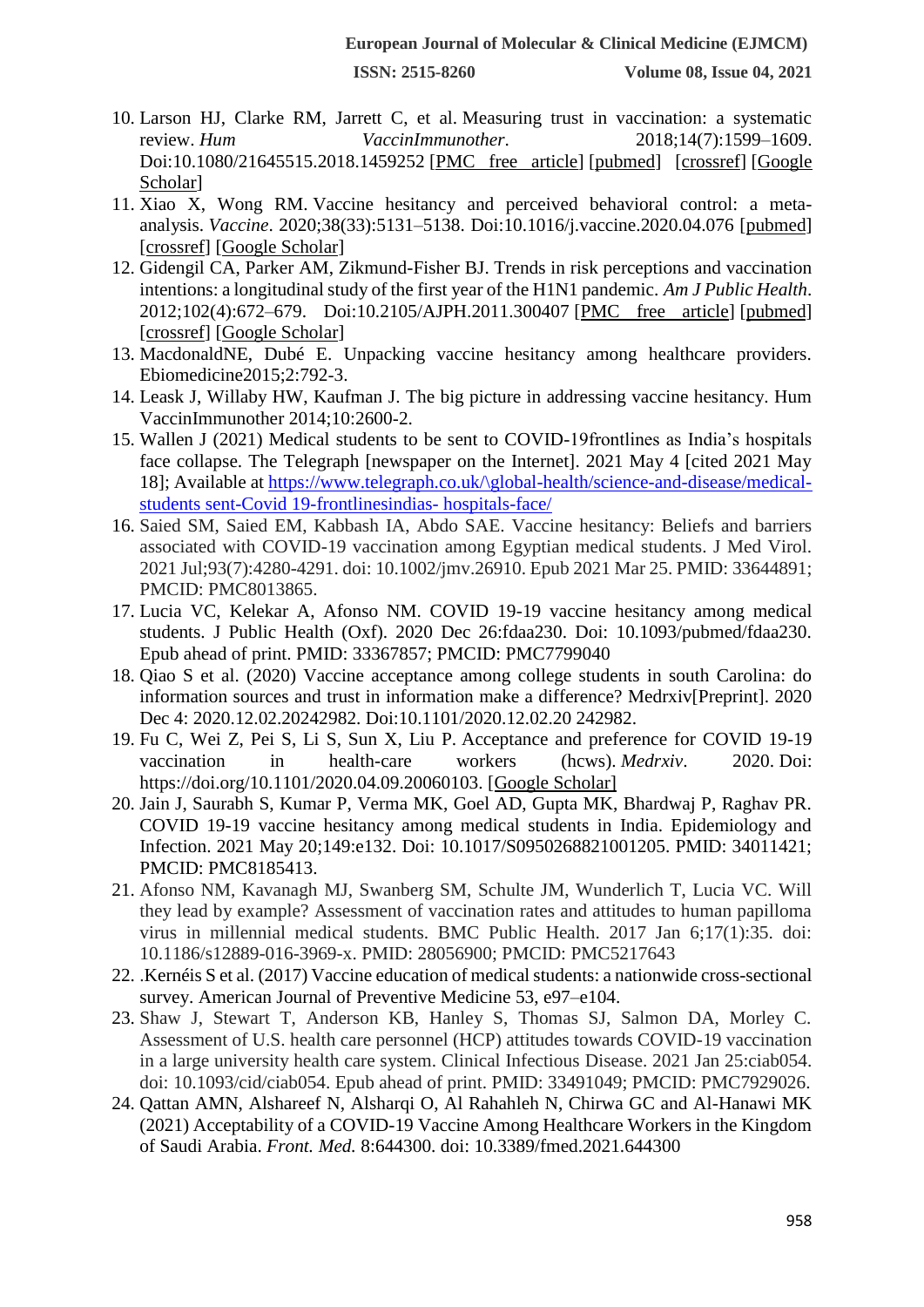10. Larson HJ, Clarke RM, Jarrett C, et al. Measuring trust in vaccination: a systematic review. *Hum VaccinImmunother*. 2018;14(7):1599–1609. Doi:10.1080/21645515.2018.1459252 [PMC free article] [pubmed] [crossref] [Google Scholar]
11. Xiao X, Wong RM. Vaccine hesitancy and perceived behavioral control: a meta-analysis. *Vaccine*. 2020;38(33):5131–5138. Doi:10.1016/j.vaccine.2020.04.076 [pubmed] [crossref] [Google Scholar]
12. Gidengil CA, Parker AM, Zikmund-Fisher BJ. Trends in risk perceptions and vaccination intentions: a longitudinal study of the first year of the H1N1 pandemic. *Am J Public Health*. 2012;102(4):672–679. Doi:10.2105/AJPH.2011.300407 [PMC free article] [pubmed] [crossref] [Google Scholar]
13. MacdonaldNE, Dubé E. Unpacking vaccine hesitancy among healthcare providers. Ebiomedicine2015;2:792-3.
14. Leask J, Willaby HW, Kaufman J. The big picture in addressing vaccine hesitancy. Hum VaccinImmunother 2014;10:2600-2.
15. Wallen J (2021) Medical students to be sent to COVID-19frontlines as India's hospitals face collapse. The Telegraph [newspaper on the Internet]. 2021 May 4 [cited 2021 May 18]; Available at https://www.telegraph.co.uk/\global-health/science-and-disease/medical-students sent-Covid 19-frontlinesindias- hospitals-face/
16. Saied SM, Saied EM, Kabbash IA, Abdo SAE. Vaccine hesitancy: Beliefs and barriers associated with COVID-19 vaccination among Egyptian medical students. J Med Virol. 2021 Jul;93(7):4280-4291. doi: 10.1002/jmv.26910. Epub 2021 Mar 25. PMID: 33644891; PMCID: PMC8013865.
17. Lucia VC, Kelekar A, Afonso NM. COVID 19-19 vaccine hesitancy among medical students. J Public Health (Oxf). 2020 Dec 26:fdaa230. Doi: 10.1093/pubmed/fdaa230. Epub ahead of print. PMID: 33367857; PMCID: PMC7799040
18. Qiao S et al. (2020) Vaccine acceptance among college students in south Carolina: do information sources and trust in information make a difference? Medrxiv[Preprint]. 2020 Dec 4: 2020.12.02.20242982. Doi:10.1101/2020.12.02.20 242982.
19. Fu C, Wei Z, Pei S, Li S, Sun X, Liu P. Acceptance and preference for COVID 19-19 vaccination in health-care workers (hcws). *Medrxiv*. 2020. Doi: https://doi.org/10.1101/2020.04.09.20060103. [Google Scholar]
20. Jain J, Saurabh S, Kumar P, Verma MK, Goel AD, Gupta MK, Bhardwaj P, Raghav PR. COVID 19-19 vaccine hesitancy among medical students in India. Epidemiology and Infection. 2021 May 20;149:e132. Doi: 10.1017/S0950268821001205. PMID: 34011421; PMCID: PMC8185413.
21. Afonso NM, Kavanagh MJ, Swanberg SM, Schulte JM, Wunderlich T, Lucia VC. Will they lead by example? Assessment of vaccination rates and attitudes to human papilloma virus in millennial medical students. BMC Public Health. 2017 Jan 6;17(1):35. doi: 10.1186/s12889-016-3969-x. PMID: 28056900; PMCID: PMC5217643
22. .Kernéis S et al. (2017) Vaccine education of medical students: a nationwide cross-sectional survey. American Journal of Preventive Medicine 53, e97–e104.
23. Shaw J, Stewart T, Anderson KB, Hanley S, Thomas SJ, Salmon DA, Morley C. Assessment of U.S. health care personnel (HCP) attitudes towards COVID-19 vaccination in a large university health care system. Clinical Infectious Disease. 2021 Jan 25:ciab054. doi: 10.1093/cid/ciab054. Epub ahead of print. PMID: 33491049; PMCID: PMC7929026.
24. Qattan AMN, Alshareef N, Alsharqi O, Al Rahahleh N, Chirwa GC and Al-Hanawi MK (2021) Acceptability of a COVID-19 Vaccine Among Healthcare Workers in the Kingdom of Saudi Arabia. *Front. Med.* 8:644300. doi: 10.3389/fmed.2021.644300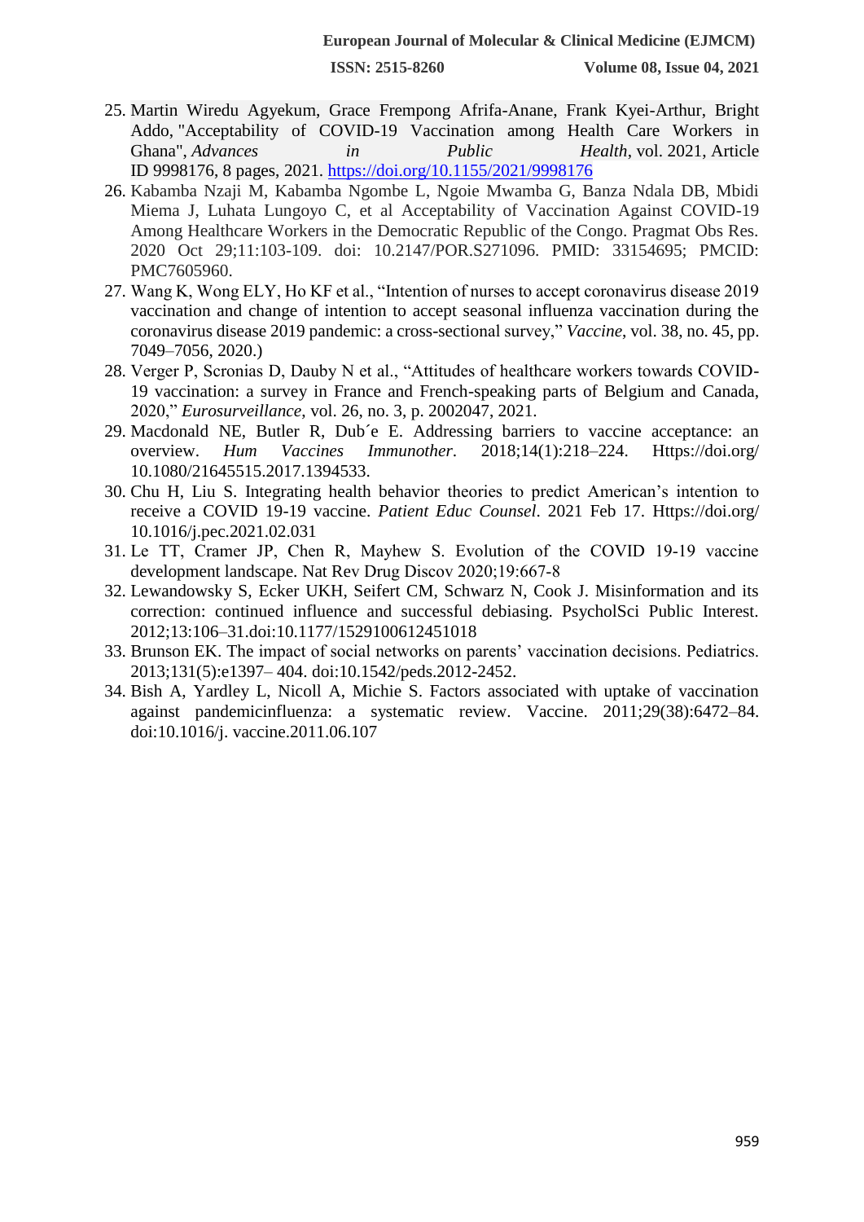25. Martin Wiredu Agyekum, Grace Frempong Afrifa-Anane, Frank Kyei-Arthur, Bright Addo, "Acceptability of COVID-19 Vaccination among Health Care Workers in Ghana", *Advances in Public Health*, vol. 2021, Article ID 9998176, 8 pages, 2021. https://doi.org/10.1155/2021/9998176
26. Kabamba Nzaji M, Kabamba Ngombe L, Ngoie Mwamba G, Banza Ndala DB, Mbidi Miema J, Luhata Lungoyo C, et al Acceptability of Vaccination Against COVID-19 Among Healthcare Workers in the Democratic Republic of the Congo. Pragmat Obs Res. 2020 Oct 29;11:103-109. doi: 10.2147/POR.S271096. PMID: 33154695; PMCID: PMC7605960.
27. Wang K, Wong ELY, Ho KF et al., "Intention of nurses to accept coronavirus disease 2019 vaccination and change of intention to accept seasonal influenza vaccination during the coronavirus disease 2019 pandemic: a cross-sectional survey," *Vaccine*, vol. 38, no. 45, pp. 7049–7056, 2020.)
28. Verger P, Scronias D, Dauby N et al., "Attitudes of healthcare workers towards COVID-19 vaccination: a survey in France and French-speaking parts of Belgium and Canada, 2020," *Eurosurveillance*, vol. 26, no. 3, p. 2002047, 2021.
29. Macdonald NE, Butler R, Dub´e E. Addressing barriers to vaccine acceptance: an overview. *Hum Vaccines Immunother*. 2018;14(1):218–224. Https://doi.org/ 10.1080/21645515.2017.1394533.
30. Chu H, Liu S. Integrating health behavior theories to predict American's intention to receive a COVID 19-19 vaccine. *Patient Educ Counsel*. 2021 Feb 17. Https://doi.org/ 10.1016/j.pec.2021.02.031
31. Le TT, Cramer JP, Chen R, Mayhew S. Evolution of the COVID 19-19 vaccine development landscape. Nat Rev Drug Discov 2020;19:667-8
32. Lewandowsky S, Ecker UKH, Seifert CM, Schwarz N, Cook J. Misinformation and its correction: continued influence and successful debiasing. PsycholSci Public Interest. 2012;13:106–31.doi:10.1177/1529100612451018
33. Brunson EK. The impact of social networks on parents' vaccination decisions. Pediatrics. 2013;131(5):e1397– 404. doi:10.1542/peds.2012-2452.
34. Bish A, Yardley L, Nicoll A, Michie S. Factors associated with uptake of vaccination against pandemicinfluenza: a systematic review. Vaccine. 2011;29(38):6472–84. doi:10.1016/j. vaccine.2011.06.107